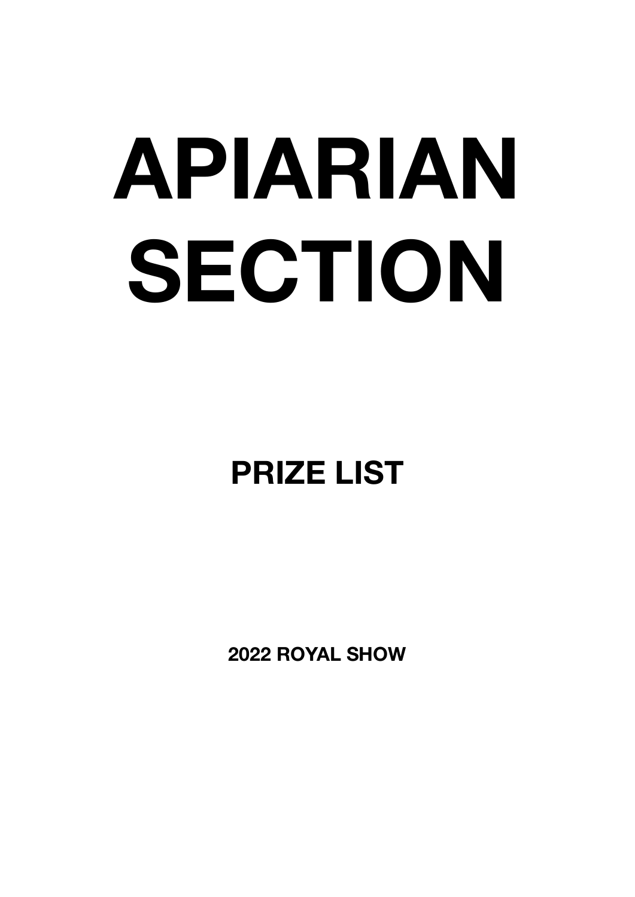# APIARIAN SECTION

## PRIZE LIST

### 2022 ROYAL SHOW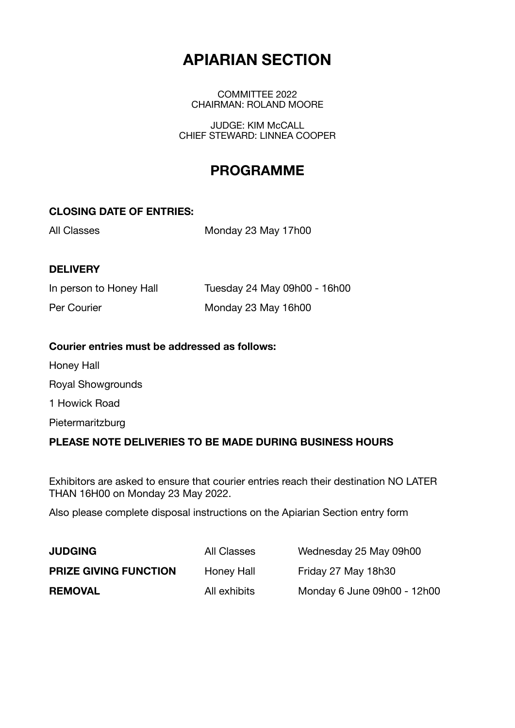# APIARIAN SECTION

COMMITTEE 2022
CHAIRMAN: ROLAND MOORE

JUDGE: KIM McCALL
CHIEF STEWARD: LINNEA COOPER

## PROGRAMME

**CLOSING DATE OF ENTRIES:**

| | |
|---|---|
| All Classes | Monday 23 May 17h00 |

**DELIVERY**

| | |
|---|---|
| In person to Honey Hall | Tuesday 24 May 09h00 - 16h00 |
| Per Courier | Monday 23 May 16h00 |

**Courier entries must be addressed as follows:**

Honey Hall

Royal Showgrounds

1 Howick Road

Pietermaritzburg

**PLEASE NOTE DELIVERIES TO BE MADE DURING BUSINESS HOURS**

Exhibitors are asked to ensure that courier entries reach their destination NO LATER THAN 16H00 on Monday 23 May 2022.

Also please complete disposal instructions on the Apiarian Section entry form

| | | |
|---|---|---|
| **JUDGING** | All Classes | Wednesday 25 May 09h00 |
| **PRIZE GIVING FUNCTION** | Honey Hall | Friday 27 May 18h30 |
| **REMOVAL** | All exhibits | Monday 6 June 09h00 - 12h00 |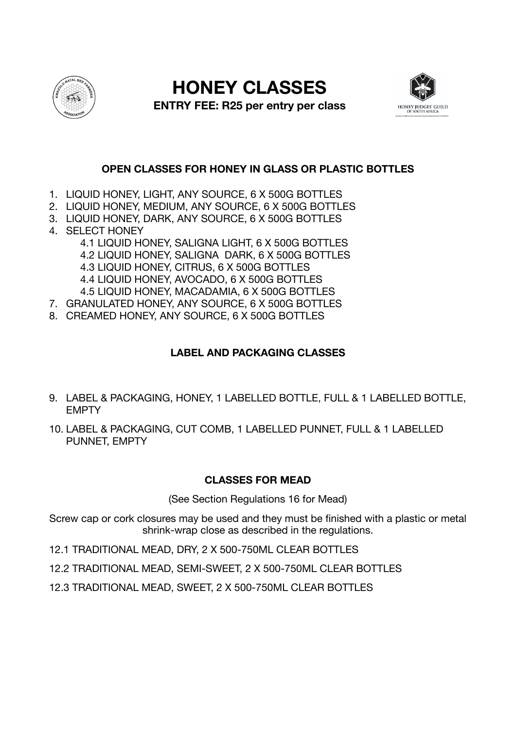# HONEY CLASSES

**ENTRY FEE: R25 per entry per class**

### OPEN CLASSES FOR HONEY IN GLASS OR PLASTIC BOTTLES

1. LIQUID HONEY, LIGHT, ANY SOURCE, 6 X 500G BOTTLES
2. LIQUID HONEY, MEDIUM, ANY SOURCE, 6 X 500G BOTTLES
3. LIQUID HONEY, DARK, ANY SOURCE, 6 X 500G BOTTLES
4. SELECT HONEY
   - 4.1 LIQUID HONEY, SALIGNA LIGHT, 6 X 500G BOTTLES
   - 4.2 LIQUID HONEY, SALIGNA DARK, 6 X 500G BOTTLES
   - 4.3 LIQUID HONEY, CITRUS, 6 X 500G BOTTLES
   - 4.4 LIQUID HONEY, AVOCADO, 6 X 500G BOTTLES
   - 4.5 LIQUID HONEY, MACADAMIA, 6 X 500G BOTTLES

7. GRANULATED HONEY, ANY SOURCE, 6 X 500G BOTTLES
8. CREAMED HONEY, ANY SOURCE, 6 X 500G BOTTLES

### LABEL AND PACKAGING CLASSES

9. LABEL & PACKAGING, HONEY, 1 LABELLED BOTTLE, FULL & 1 LABELLED BOTTLE, EMPTY
10. LABEL & PACKAGING, CUT COMB, 1 LABELLED PUNNET, FULL & 1 LABELLED PUNNET, EMPTY

### CLASSES FOR MEAD

(See Section Regulations 16 for Mead)

Screw cap or cork closures may be used and they must be finished with a plastic or metal shrink-wrap close as described in the regulations.

12.1 TRADITIONAL MEAD, DRY, 2 X 500-750ML CLEAR BOTTLES

12.2 TRADITIONAL MEAD, SEMI-SWEET, 2 X 500-750ML CLEAR BOTTLES

12.3 TRADITIONAL MEAD, SWEET, 2 X 500-750ML CLEAR BOTTLES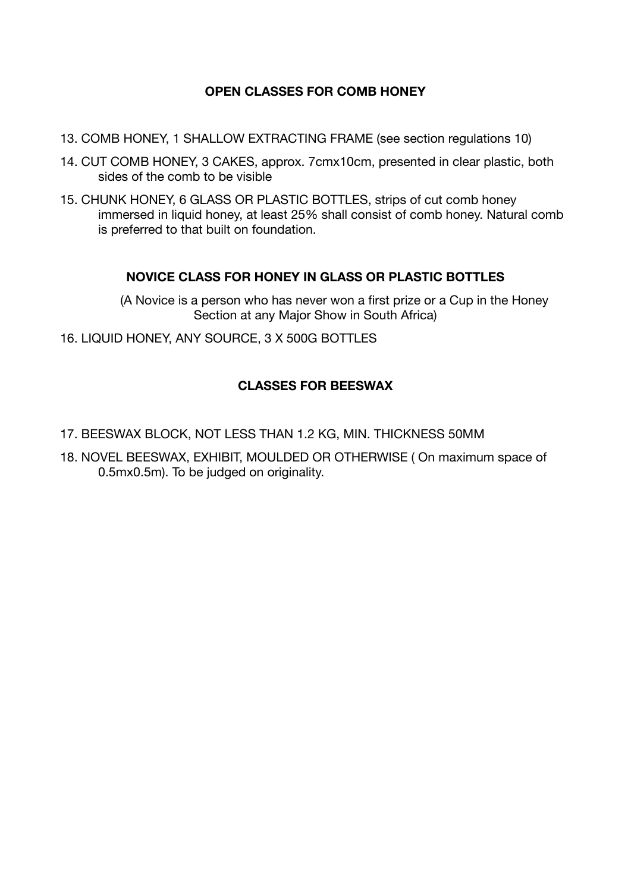## OPEN CLASSES FOR COMB HONEY

13. COMB HONEY, 1 SHALLOW EXTRACTING FRAME (see section regulations 10)
14. CUT COMB HONEY, 3 CAKES, approx. 7cmx10cm, presented in clear plastic, both sides of the comb to be visible
15. CHUNK HONEY, 6 GLASS OR PLASTIC BOTTLES, strips of cut comb honey immersed in liquid honey, at least 25% shall consist of comb honey. Natural comb is preferred to that built on foundation.

## NOVICE CLASS FOR HONEY IN GLASS OR PLASTIC BOTTLES

(A Novice is a person who has never won a first prize or a Cup in the Honey Section at any Major Show in South Africa)

16. LIQUID HONEY, ANY SOURCE, 3 X 500G BOTTLES

## CLASSES FOR BEESWAX

17. BEESWAX BLOCK, NOT LESS THAN 1.2 KG, MIN. THICKNESS 50MM
18. NOVEL BEESWAX, EXHIBIT, MOULDED OR OTHERWISE ( On maximum space of 0.5mx0.5m). To be judged on originality.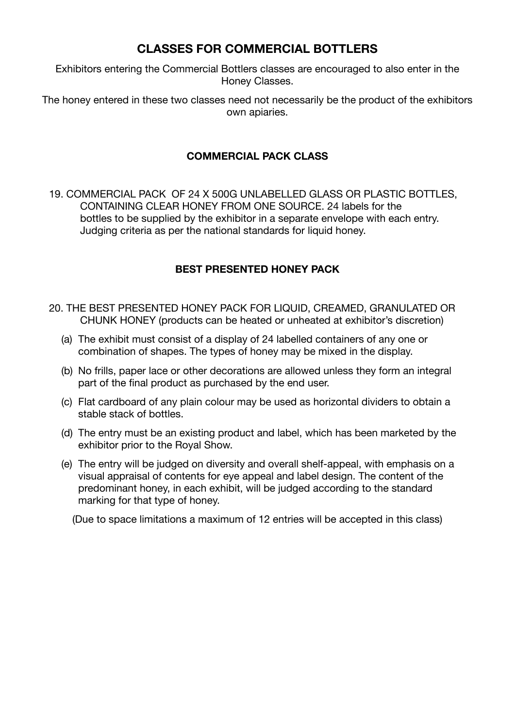## CLASSES FOR COMMERCIAL BOTTLERS

Exhibitors entering the Commercial Bottlers classes are encouraged to also enter in the Honey Classes.

The honey entered in these two classes need not necessarily be the product of the exhibitors own apiaries.

### COMMERCIAL PACK CLASS

19. COMMERCIAL PACK OF 24 X 500G UNLABELLED GLASS OR PLASTIC BOTTLES, CONTAINING CLEAR HONEY FROM ONE SOURCE. 24 labels for the bottles to be supplied by the exhibitor in a separate envelope with each entry. Judging criteria as per the national standards for liquid honey.

### BEST PRESENTED HONEY PACK

20. THE BEST PRESENTED HONEY PACK FOR LIQUID, CREAMED, GRANULATED OR CHUNK HONEY (products can be heated or unheated at exhibitor's discretion)

    (a) The exhibit must consist of a display of 24 labelled containers of any one or combination of shapes. The types of honey may be mixed in the display.

    (b) No frills, paper lace or other decorations are allowed unless they form an integral part of the final product as purchased by the end user.

    (c) Flat cardboard of any plain colour may be used as horizontal dividers to obtain a stable stack of bottles.

    (d) The entry must be an existing product and label, which has been marketed by the exhibitor prior to the Royal Show.

    (e) The entry will be judged on diversity and overall shelf-appeal, with emphasis on a visual appraisal of contents for eye appeal and label design. The content of the predominant honey, in each exhibit, will be judged according to the standard marking for that type of honey.

    (Due to space limitations a maximum of 12 entries will be accepted in this class)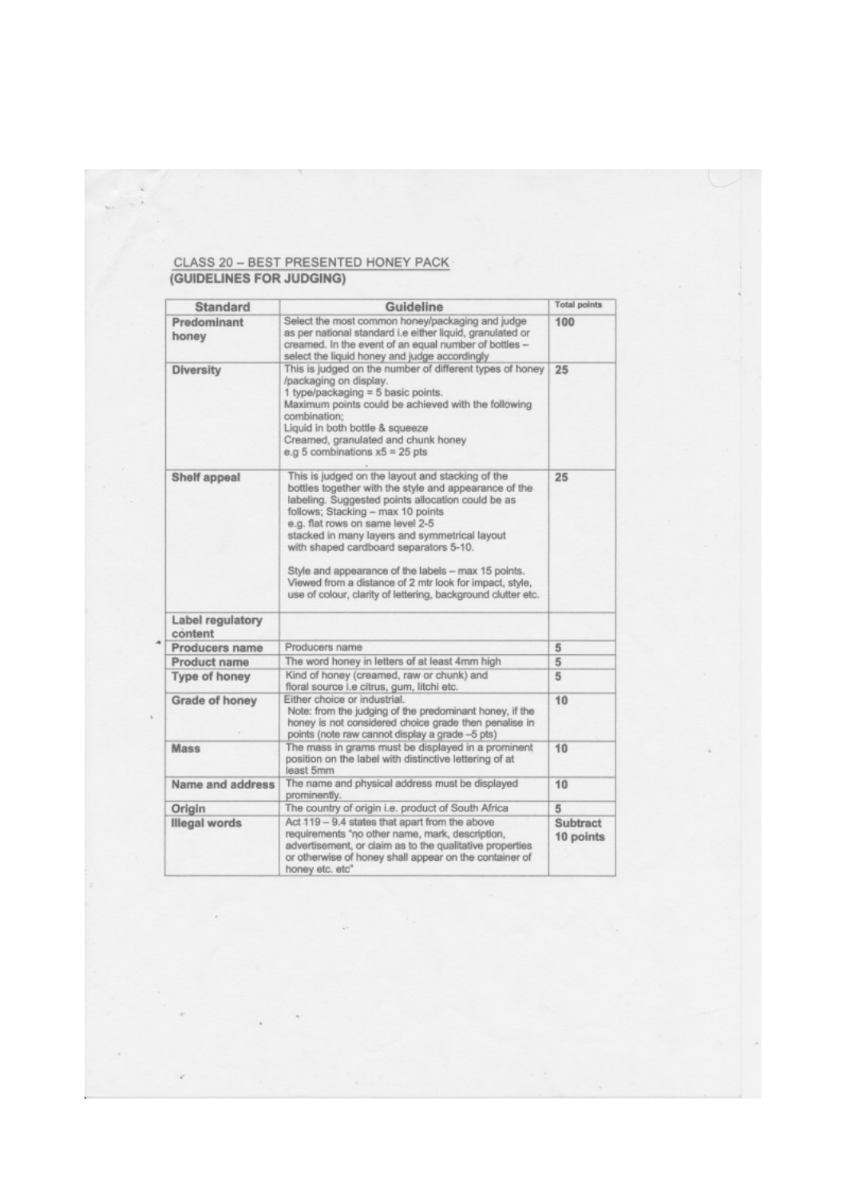## CLASS 20 – BEST PRESENTED HONEY PACK

**(GUIDELINES FOR JUDGING)**

| Standard | Guideline | Total points |
|---|---|---|
| **Predominant honey** | Select the most common honey/packaging and judge as per national standard i.e either liquid, granulated or creamed. In the event of an equal number of bottles – select the liquid honey and judge accordingly | 100 |
| **Diversity** | This is judged on the number of different types of honey /packaging on display.<br>1 type/packaging = 5 basic points.<br>Maximum points could be achieved with the following combination;<br>Liquid in both bottle & squeeze<br>Creamed, granulated and chunk honey<br>e.g 5 combinations x5 = 25 pts | 25 |
| **Shelf appeal** | This is judged on the layout and stacking of the bottles together with the style and appearance of the labeling. Suggested points allocation could be as follows; Stacking – max 10 points<br>e.g. flat rows on same level 2-5<br>stacked in many layers and symmetrical layout with shaped cardboard separators 5-10.<br><br>Style and appearance of the labels – max 15 points. Viewed from a distance of 2 mtr look for impact, style, use of colour, clarity of lettering, background clutter etc. | 25 |
| **Label regulatory content** | | |
| **Producers name** | Producers name | 5 |
| **Product name** | The word honey in letters of at least 4mm high | 5 |
| **Type of honey** | Kind of honey (creamed, raw or chunk) and floral source i.e citrus, gum, litchi etc. | 5 |
| **Grade of honey** | Either choice or industrial.<br>Note: from the judging of the predominant honey, if the honey is not considered choice grade then penalise in points (note raw cannot display a grade –5 pts) | 10 |
| **Mass** | The mass in grams must be displayed in a prominent position on the label with distinctive lettering of at least 5mm | 10 |
| **Name and address** | The name and physical address must be displayed prominently. | 10 |
| **Origin** | The country of origin i.e. product of South Africa | 5 |
| **Illegal words** | Act 119 – 9.4 states that apart from the above requirements "no other name, mark, description, advertisement, or claim as to the qualitative properties or otherwise of honey shall appear on the container of honey etc. etc" | **Subtract 10 points** |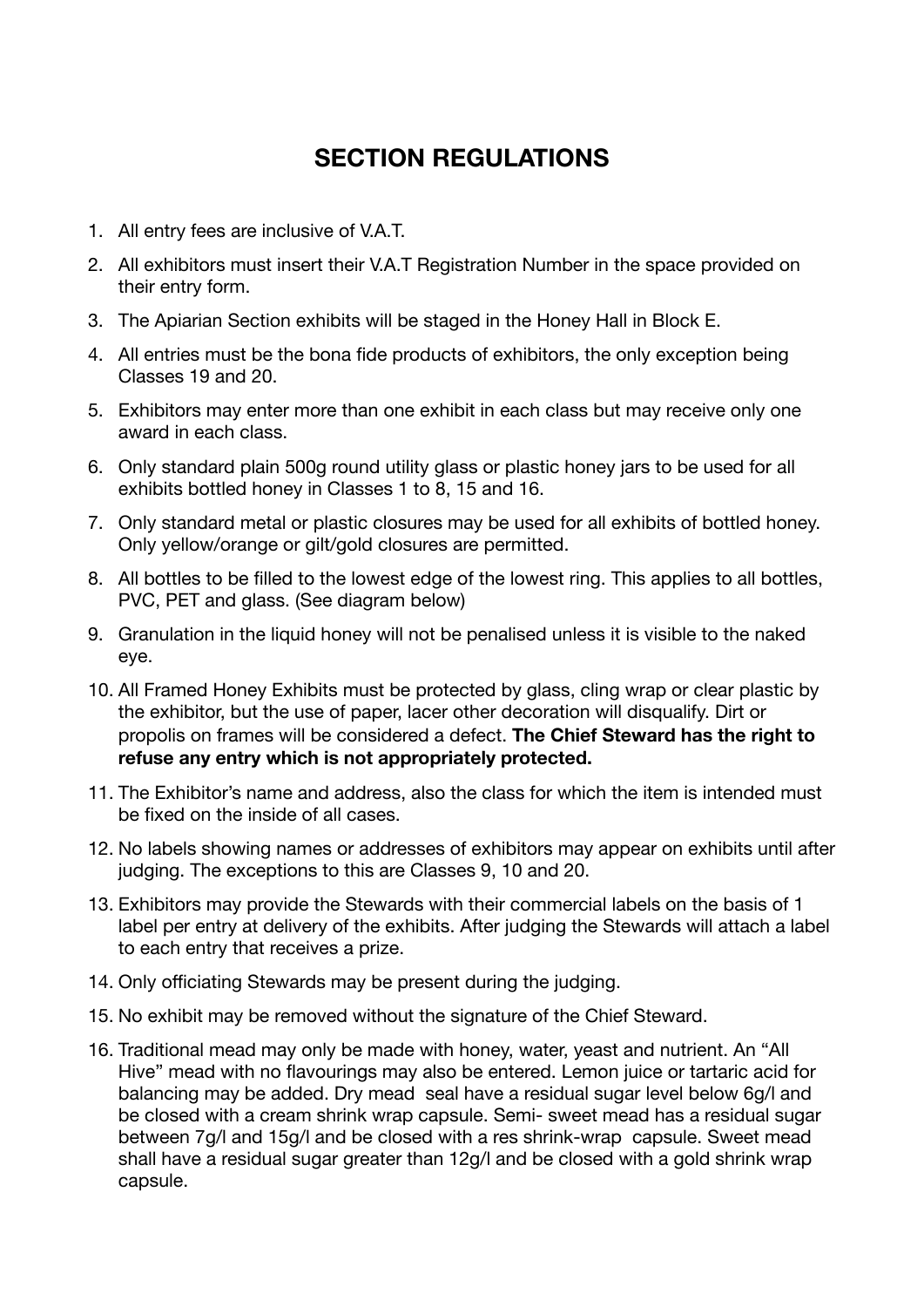# SECTION REGULATIONS

1. All entry fees are inclusive of V.A.T.
2. All exhibitors must insert their V.A.T Registration Number in the space provided on their entry form.
3. The Apiarian Section exhibits will be staged in the Honey Hall in Block E.
4. All entries must be the bona fide products of exhibitors, the only exception being Classes 19 and 20.
5. Exhibitors may enter more than one exhibit in each class but may receive only one award in each class.
6. Only standard plain 500g round utility glass or plastic honey jars to be used for all exhibits bottled honey in Classes 1 to 8, 15 and 16.
7. Only standard metal or plastic closures may be used for all exhibits of bottled honey. Only yellow/orange or gilt/gold closures are permitted.
8. All bottles to be filled to the lowest edge of the lowest ring. This applies to all bottles, PVC, PET and glass. (See diagram below)
9. Granulation in the liquid honey will not be penalised unless it is visible to the naked eye.
10. All Framed Honey Exhibits must be protected by glass, cling wrap or clear plastic by the exhibitor, but the use of paper, lacer other decoration will disqualify. Dirt or propolis on frames will be considered a defect. **The Chief Steward has the right to refuse any entry which is not appropriately protected.**
11. The Exhibitor's name and address, also the class for which the item is intended must be fixed on the inside of all cases.
12. No labels showing names or addresses of exhibitors may appear on exhibits until after judging. The exceptions to this are Classes 9, 10 and 20.
13. Exhibitors may provide the Stewards with their commercial labels on the basis of 1 label per entry at delivery of the exhibits. After judging the Stewards will attach a label to each entry that receives a prize.
14. Only officiating Stewards may be present during the judging.
15. No exhibit may be removed without the signature of the Chief Steward.
16. Traditional mead may only be made with honey, water, yeast and nutrient. An "All Hive" mead with no flavourings may also be entered. Lemon juice or tartaric acid for balancing may be added. Dry mead seal have a residual sugar level below 6g/l and be closed with a cream shrink wrap capsule. Semi- sweet mead has a residual sugar between 7g/l and 15g/l and be closed with a res shrink-wrap capsule. Sweet mead shall have a residual sugar greater than 12g/l and be closed with a gold shrink wrap capsule.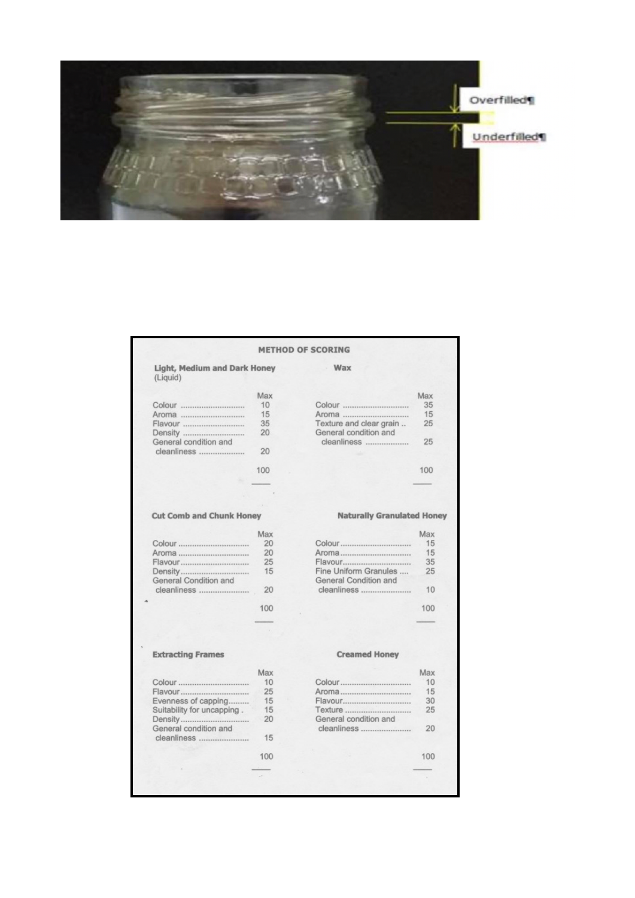Overfilled

Underfilled

## METHOD OF SCORING

### Light, Medium and Dark Honey (Liquid)

| | Max |
|---|---|
| Colour | 10 |
| Aroma | 15 |
| Flavour | 35 |
| Density | 20 |
| General condition and cleanliness | 20 |
| | 100 |

### Wax

| | Max |
|---|---|
| Colour | 35 |
| Aroma | 15 |
| Texture and clear grain | 25 |
| General condition and cleanliness | 25 |
| | 100 |

### Cut Comb and Chunk Honey

| | Max |
|---|---|
| Colour | 20 |
| Aroma | 20 |
| Flavour | 25 |
| Density | 15 |
| General Condition and cleanliness | 20 |
| | 100 |

### Naturally Granulated Honey

| | Max |
|---|---|
| Colour | 15 |
| Aroma | 15 |
| Flavour | 35 |
| Fine Uniform Granules | 25 |
| General Condition and cleanliness | 10 |
| | 100 |

### Extracting Frames

| | Max |
|---|---|
| Colour | 10 |
| Flavour | 25 |
| Evenness of capping | 15 |
| Suitability for uncapping | 15 |
| Density | 20 |
| General condition and cleanliness | 15 |
| | 100 |

### Creamed Honey

| | Max |
|---|---|
| Colour | 10 |
| Aroma | 15 |
| Flavour | 30 |
| Texture | 25 |
| General condition and cleanliness | 20 |
| | 100 |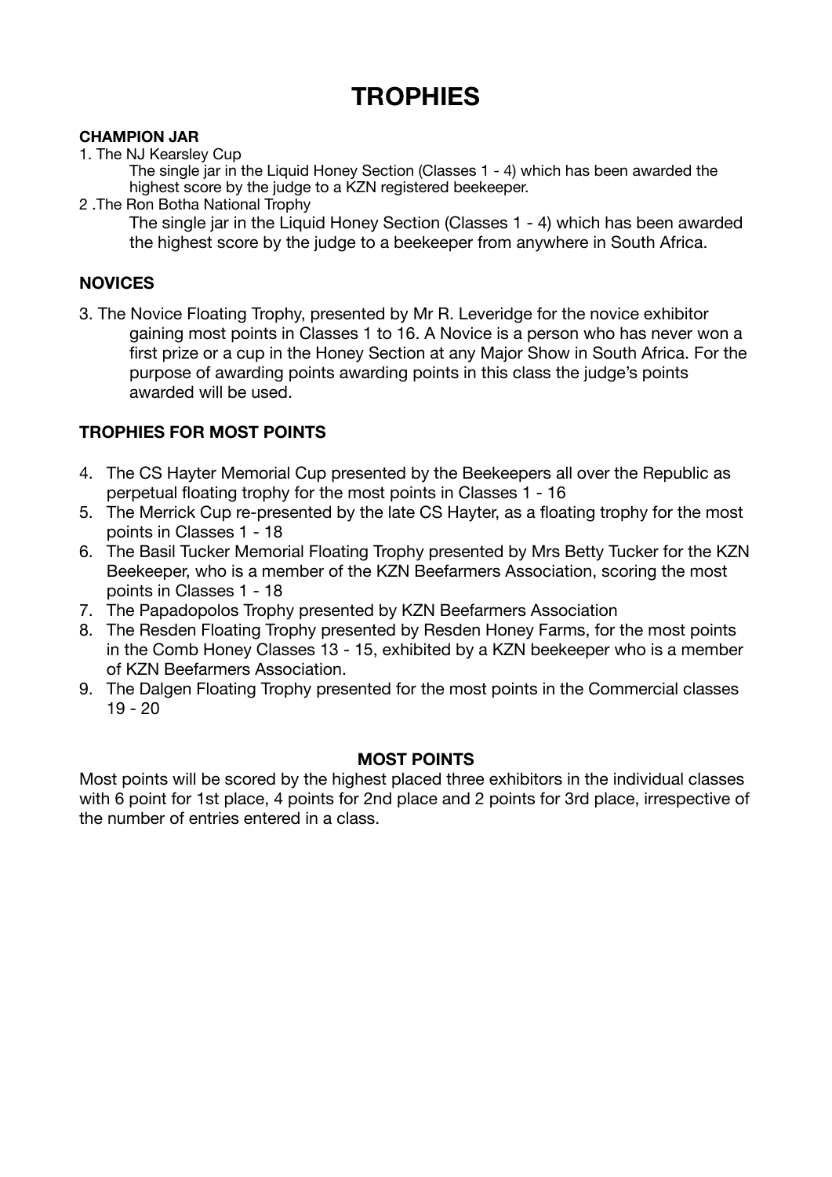# TROPHIES

**CHAMPION JAR**

1. The NJ Kearsley Cup

   The single jar in the Liquid Honey Section (Classes 1 - 4) which has been awarded the highest score by the judge to a KZN registered beekeeper.

2 .The Ron Botha National Trophy

   The single jar in the Liquid Honey Section (Classes 1 - 4) which has been awarded the highest score by the judge to a beekeeper from anywhere in South Africa.

**NOVICES**

3. The Novice Floating Trophy, presented by Mr R. Leveridge for the novice exhibitor gaining most points in Classes 1 to 16. A Novice is a person who has never won a first prize or a cup in the Honey Section at any Major Show in South Africa. For the purpose of awarding points awarding points in this class the judge's points awarded will be used.

**TROPHIES FOR MOST POINTS**

4. The CS Hayter Memorial Cup presented by the Beekeepers all over the Republic as perpetual floating trophy for the most points in Classes 1 - 16
5. The Merrick Cup re-presented by the late CS Hayter, as a floating trophy for the most points in Classes 1 - 18
6. The Basil Tucker Memorial Floating Trophy presented by Mrs Betty Tucker for the KZN Beekeeper, who is a member of the KZN Beefarmers Association, scoring the most points in Classes 1 - 18
7. The Papadopolos Trophy presented by KZN Beefarmers Association
8. The Resden Floating Trophy presented by Resden Honey Farms, for the most points in the Comb Honey Classes 13 - 15, exhibited by a KZN beekeeper who is a member of KZN Beefarmers Association.
9. The Dalgen Floating Trophy presented for the most points in the Commercial classes 19 - 20

**MOST POINTS**

Most points will be scored by the highest placed three exhibitors in the individual classes with 6 point for 1st place, 4 points for 2nd place and 2 points for 3rd place, irrespective of the number of entries entered in a class.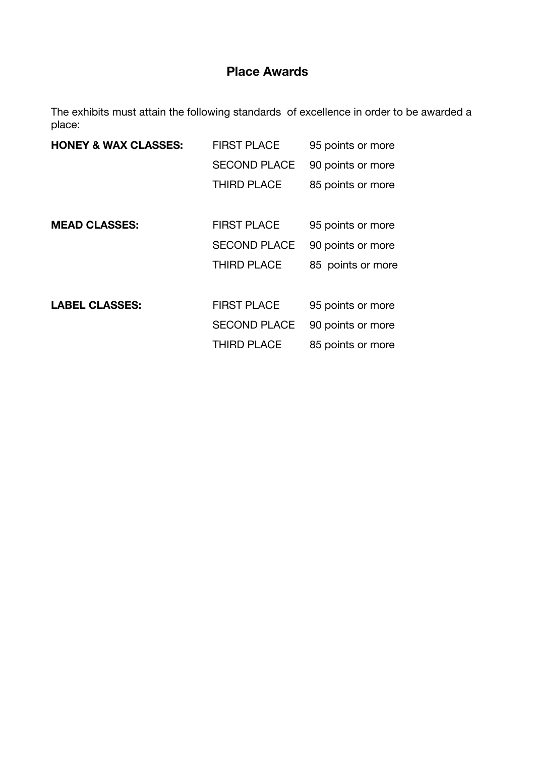## Place Awards

The exhibits must attain the following standards of excellence in order to be awarded a place:

| | | |
|---|---|---|
| **HONEY & WAX CLASSES:** | FIRST PLACE | 95 points or more |
| | SECOND PLACE | 90 points or more |
| | THIRD PLACE | 85 points or more |
| **MEAD CLASSES:** | FIRST PLACE | 95 points or more |
| | SECOND PLACE | 90 points or more |
| | THIRD PLACE | 85 points or more |
| **LABEL CLASSES:** | FIRST PLACE | 95 points or more |
| | SECOND PLACE | 90 points or more |
| | THIRD PLACE | 85 points or more |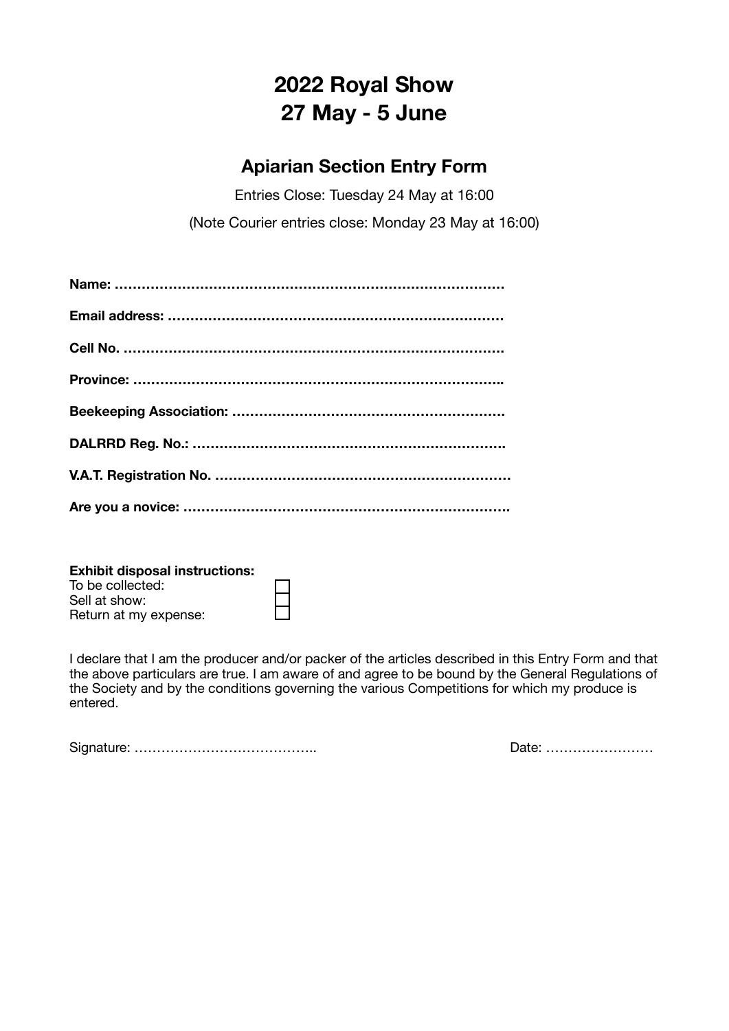# 2022 Royal Show
# 27 May - 5 June

## Apiarian Section Entry Form

Entries Close: Tuesday 24 May at 16:00

(Note Courier entries close: Monday 23 May at 16:00)

**Name: ……………………………………………………………………………**

**Email address: …………………………………………………………………**

**Cell No. …………………………………………………………………………**

**Province: ……………………………………………………………………….**

**Beekeeping Association: ……………………………………………………**

**DALRRD Reg. No.: …………………………………………………………….**

**V.A.T. Registration No. …………………………………………………………**

**Are you a novice: ……………………………………………………………….**

**Exhibit disposal instructions:**

To be collected: ☐

Sell at show: ☐

Return at my expense: ☐

I declare that I am the producer and/or packer of the articles described in this Entry Form and that the above particulars are true. I am aware of and agree to be bound by the General Regulations of the Society and by the conditions governing the various Competitions for which my produce is entered.

Signature: ………………………………….. Date: ……………………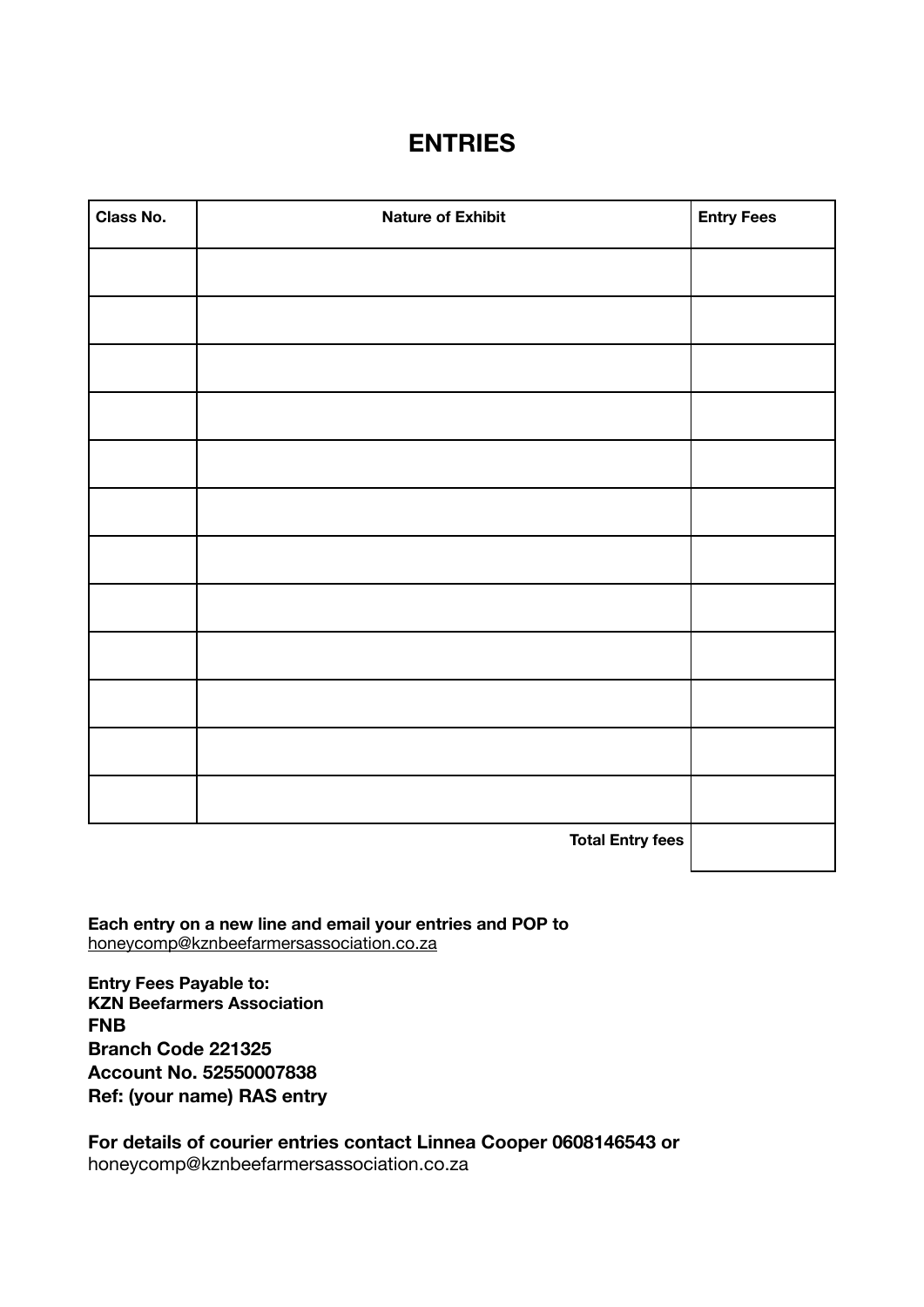# ENTRIES

| Class No. | Nature of Exhibit | Entry Fees |
|---|---|---|
| | | |
| | | |
| | | |
| | | |
| | | |
| | | |
| | | |
| | | |
| | | |
| | | |
| | | |
| | | |
| | **Total Entry fees** | |

**Each entry on a new line and email your entries and POP to**
honeycomp@kznbeefarmersassociation.co.za

**Entry Fees Payable to:**
**KZN Beefarmers Association**
**FNB**
**Branch Code 221325**
**Account No. 52550007838**
**Ref: (your name) RAS entry**

**For details of courier entries contact Linnea Cooper 0608146543 or**
honeycomp@kznbeefarmersassociation.co.za